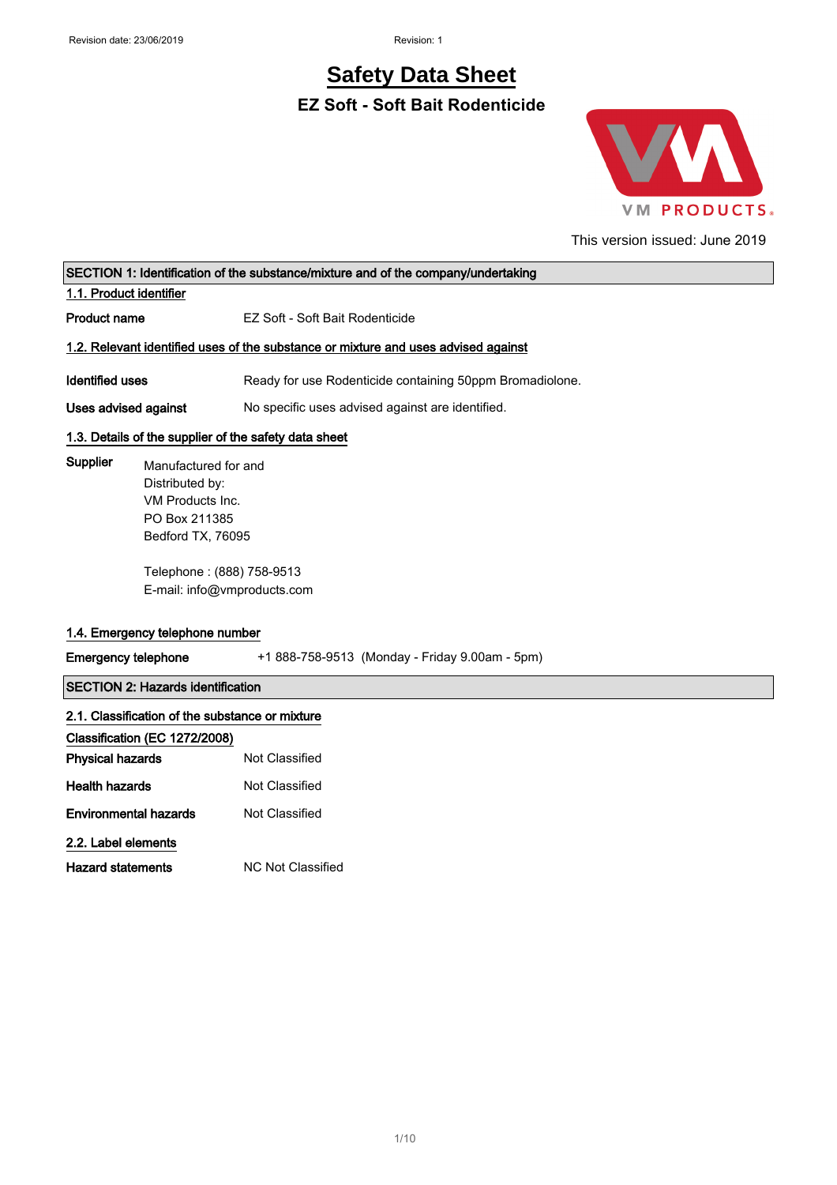Revision date: 23/06/2019 Revision: 1

# Safety Data Sheet

## EZ Soft - Soft Bait Rodenticide

VM PRODUCTS

This version issued: June 2019

### SECTION 1: Identification of the substance/mixture and of the company/undertaking

**1.1. Product identifier**

**Product name** EZ Soft - Soft Bait Rodenticide

**1.2. Relevant identified uses of the substance or mixture and uses advised against**

**Identified uses** Ready for use Rodenticide containing 50ppm Bromadiolone.

**Uses advised against** No specific uses advised against are identified.

**1.3. Details of the supplier of the safety data sheet**

**Supplier**

Manufactured for and
Distributed by:
VM Products Inc.
PO Box 211385
Bedford TX, 76095

Telephone : (888) 758-9513
E-mail: info@vmproducts.com

**1.4. Emergency telephone number**

**Emergency telephone** +1 888-758-9513 (Monday - Friday 9.00am - 5pm)

### SECTION 2: Hazards identification

**2.1. Classification of the substance or mixture**

**Classification (EC 1272/2008)**

**Physical hazards** Not Classified

**Health hazards** Not Classified

**Environmental hazards** Not Classified

**2.2. Label elements**

**Hazard statements** NC Not Classified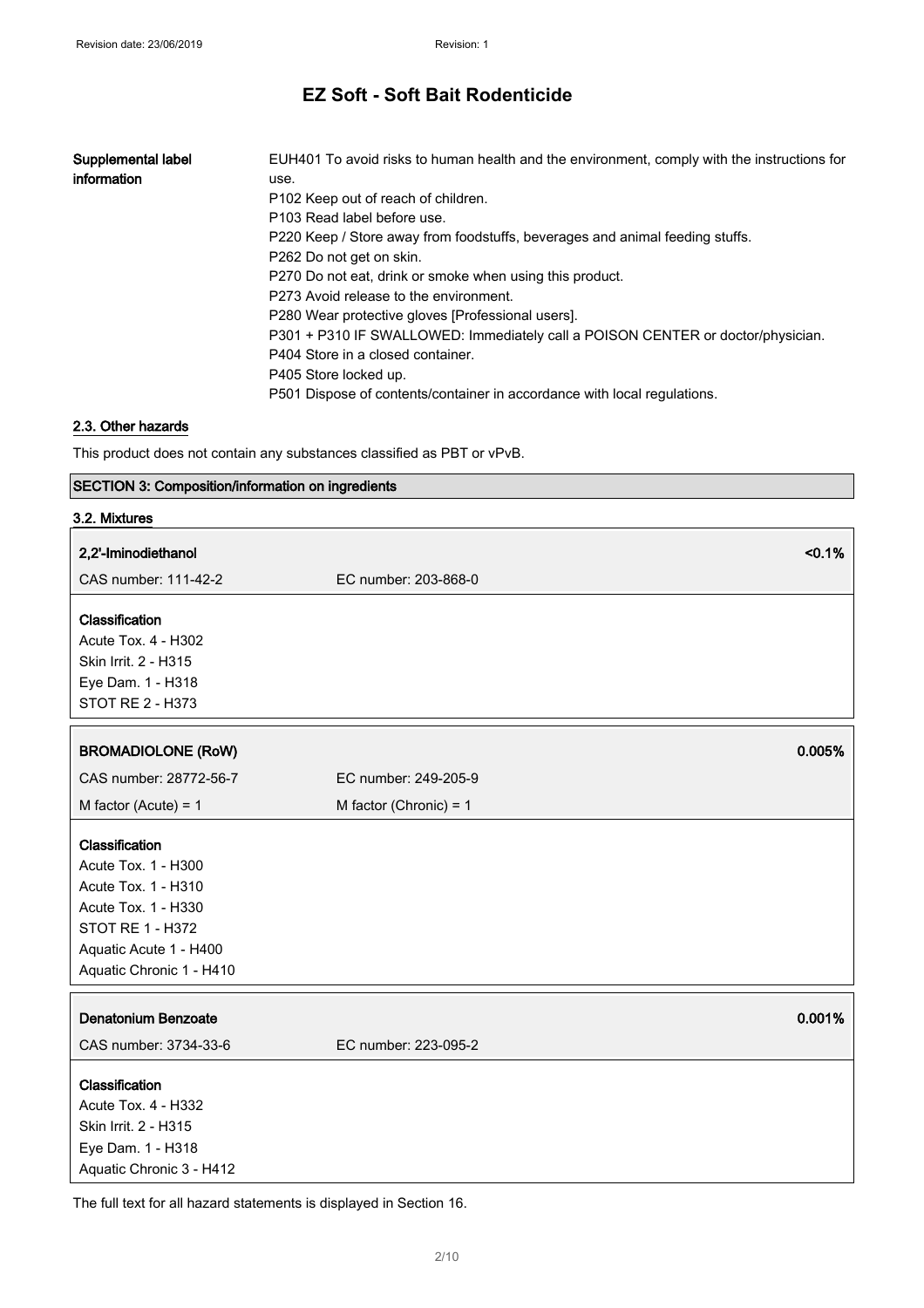**Supplemental label information**

EUH401 To avoid risks to human health and the environment, comply with the instructions for use.
P102 Keep out of reach of children.
P103 Read label before use.
P220 Keep / Store away from foodstuffs, beverages and animal feeding stuffs.
P262 Do not get on skin.
P270 Do not eat, drink or smoke when using this product.
P273 Avoid release to the environment.
P280 Wear protective gloves [Professional users].
P301 + P310 IF SWALLOWED: Immediately call a POISON CENTER or doctor/physician.
P404 Store in a closed container.
P405 Store locked up.
P501 Dispose of contents/container in accordance with local regulations.

### 2.3. Other hazards

This product does not contain any substances classified as PBT or vPvB.

## SECTION 3: Composition/information on ingredients

### 3.2. Mixtures

**2,2'-Iminodiethanol** <0.1%

CAS number: 111-42-2 | EC number: 203-868-0

**Classification**
Acute Tox. 4 - H302
Skin Irrit. 2 - H315
Eye Dam. 1 - H318
STOT RE 2 - H373

**BROMADIOLONE (RoW)** 0.005%

CAS number: 28772-56-7 | EC number: 249-205-9
M factor (Acute) = 1 | M factor (Chronic) = 1

**Classification**
Acute Tox. 1 - H300
Acute Tox. 1 - H310
Acute Tox. 1 - H330
STOT RE 1 - H372
Aquatic Acute 1 - H400
Aquatic Chronic 1 - H410

**Denatonium Benzoate** 0.001%

CAS number: 3734-33-6 | EC number: 223-095-2

**Classification**
Acute Tox. 4 - H332
Skin Irrit. 2 - H315
Eye Dam. 1 - H318
Aquatic Chronic 3 - H412

The full text for all hazard statements is displayed in Section 16.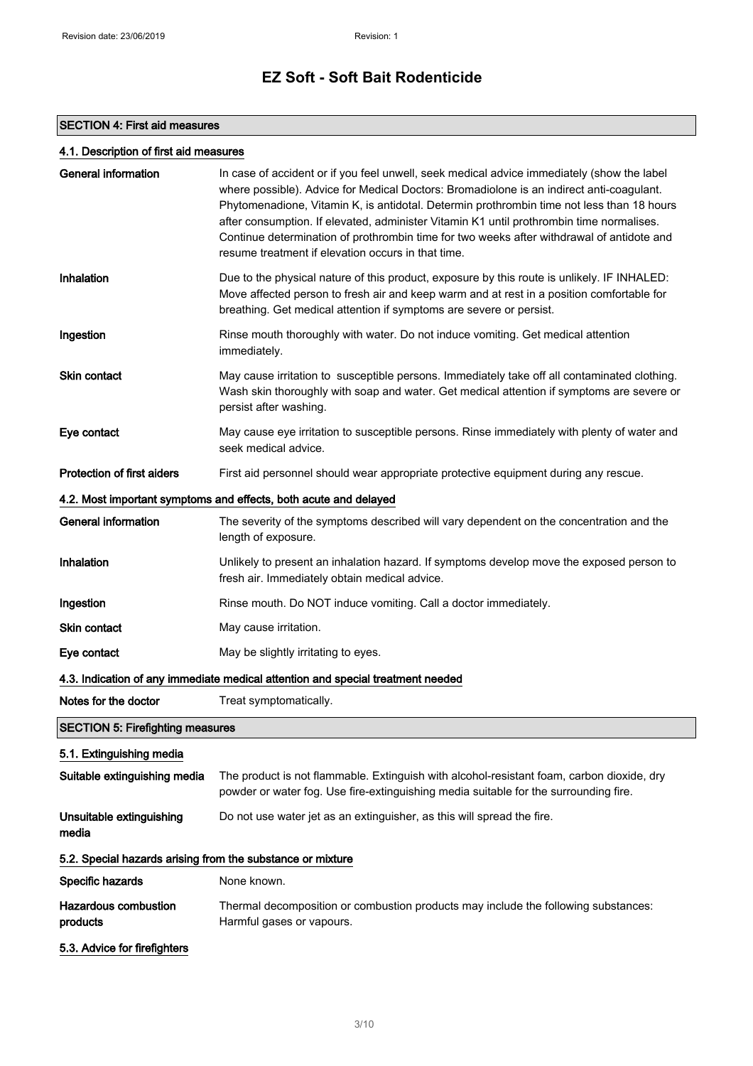## SECTION 4: First aid measures

### 4.1. Description of first aid measures

| | |
|---|---|
| **General information** | In case of accident or if you feel unwell, seek medical advice immediately (show the label where possible). Advice for Medical Doctors: Bromadiolone is an indirect anti-coagulant. Phytomenadione, Vitamin K, is antidotal. Determin prothrombin time not less than 18 hours after consumption. If elevated, administer Vitamin K1 until prothrombin time normalises. Continue determination of prothrombin time for two weeks after withdrawal of antidote and resume treatment if elevation occurs in that time. |
| **Inhalation** | Due to the physical nature of this product, exposure by this route is unlikely. IF INHALED: Move affected person to fresh air and keep warm and at rest in a position comfortable for breathing. Get medical attention if symptoms are severe or persist. |
| **Ingestion** | Rinse mouth thoroughly with water. Do not induce vomiting. Get medical attention immediately. |
| **Skin contact** | May cause irritation to susceptible persons. Immediately take off all contaminated clothing. Wash skin thoroughly with soap and water. Get medical attention if symptoms are severe or persist after washing. |
| **Eye contact** | May cause eye irritation to susceptible persons. Rinse immediately with plenty of water and seek medical advice. |
| **Protection of first aiders** | First aid personnel should wear appropriate protective equipment during any rescue. |

### 4.2. Most important symptoms and effects, both acute and delayed

| | |
|---|---|
| **General information** | The severity of the symptoms described will vary dependent on the concentration and the length of exposure. |
| **Inhalation** | Unlikely to present an inhalation hazard. If symptoms develop move the exposed person to fresh air. Immediately obtain medical advice. |
| **Ingestion** | Rinse mouth. Do NOT induce vomiting. Call a doctor immediately. |
| **Skin contact** | May cause irritation. |
| **Eye contact** | May be slightly irritating to eyes. |

### 4.3. Indication of any immediate medical attention and special treatment needed

| | |
|---|---|
| **Notes for the doctor** | Treat symptomatically. |

## SECTION 5: Firefighting measures

### 5.1. Extinguishing media

| | |
|---|---|
| **Suitable extinguishing media** | The product is not flammable. Extinguish with alcohol-resistant foam, carbon dioxide, dry powder or water fog. Use fire-extinguishing media suitable for the surrounding fire. |
| **Unsuitable extinguishing media** | Do not use water jet as an extinguisher, as this will spread the fire. |

### 5.2. Special hazards arising from the substance or mixture

| | |
|---|---|
| **Specific hazards** | None known. |
| **Hazardous combustion products** | Thermal decomposition or combustion products may include the following substances: Harmful gases or vapours. |

### 5.3. Advice for firefighters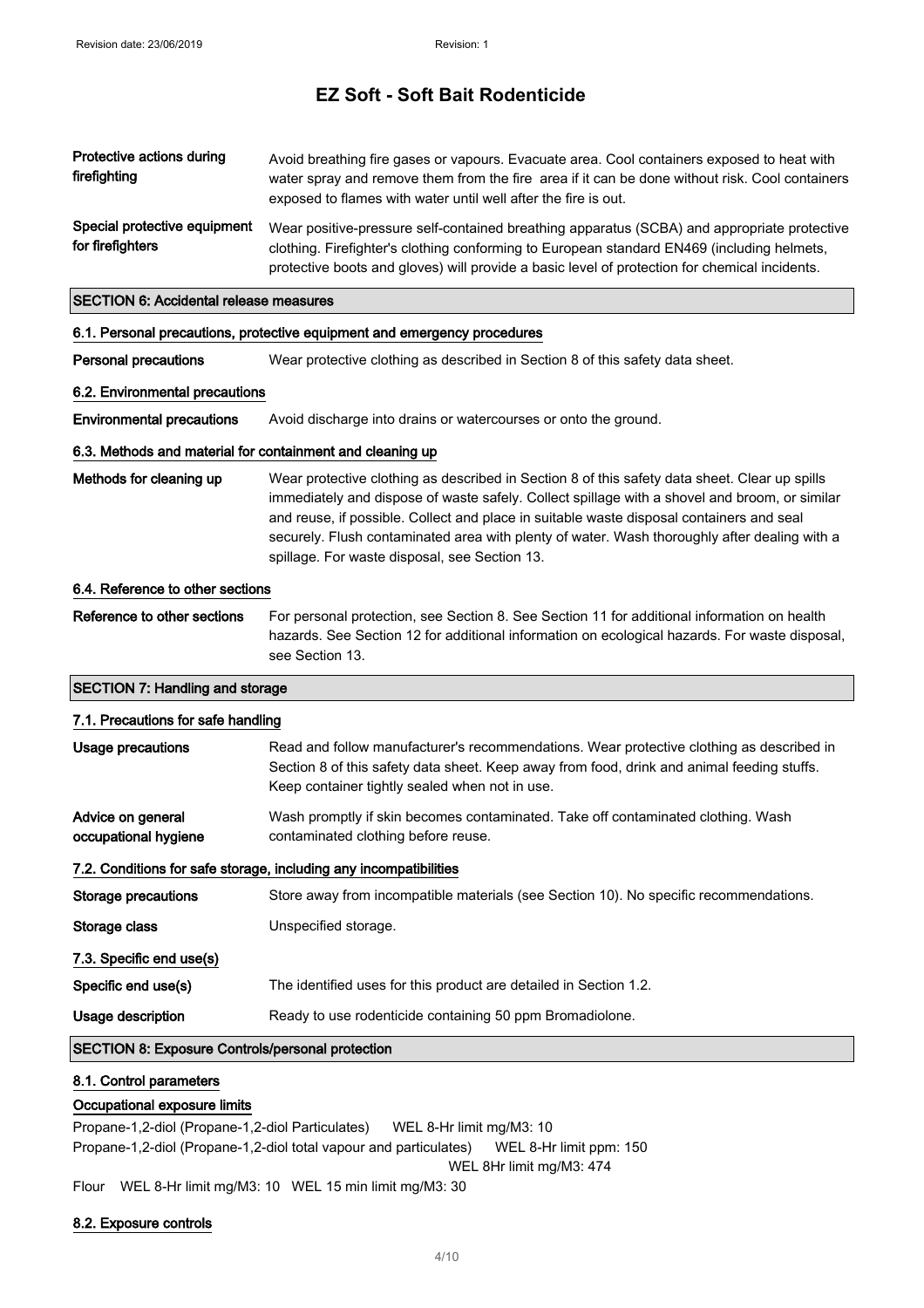| | |
|---|---|
| **Protective actions during firefighting** | Avoid breathing fire gases or vapours. Evacuate area. Cool containers exposed to heat with water spray and remove them from the fire area if it can be done without risk. Cool containers exposed to flames with water until well after the fire is out. |
| **Special protective equipment for firefighters** | Wear positive-pressure self-contained breathing apparatus (SCBA) and appropriate protective clothing. Firefighter's clothing conforming to European standard EN469 (including helmets, protective boots and gloves) will provide a basic level of protection for chemical incidents. |

## SECTION 6: Accidental release measures

### 6.1. Personal precautions, protective equipment and emergency procedures

**Personal precautions** Wear protective clothing as described in Section 8 of this safety data sheet.

### 6.2. Environmental precautions

**Environmental precautions** Avoid discharge into drains or watercourses or onto the ground.

### 6.3. Methods and material for containment and cleaning up

**Methods for cleaning up** Wear protective clothing as described in Section 8 of this safety data sheet. Clear up spills immediately and dispose of waste safely. Collect spillage with a shovel and broom, or similar and reuse, if possible. Collect and place in suitable waste disposal containers and seal securely. Flush contaminated area with plenty of water. Wash thoroughly after dealing with a spillage. For waste disposal, see Section 13.

### 6.4. Reference to other sections

**Reference to other sections** For personal protection, see Section 8. See Section 11 for additional information on health hazards. See Section 12 for additional information on ecological hazards. For waste disposal, see Section 13.

## SECTION 7: Handling and storage

### 7.1. Precautions for safe handling

**Usage precautions** Read and follow manufacturer's recommendations. Wear protective clothing as described in Section 8 of this safety data sheet. Keep away from food, drink and animal feeding stuffs. Keep container tightly sealed when not in use.

**Advice on general occupational hygiene** Wash promptly if skin becomes contaminated. Take off contaminated clothing. Wash contaminated clothing before reuse.

### 7.2. Conditions for safe storage, including any incompatibilities

**Storage precautions** Store away from incompatible materials (see Section 10). No specific recommendations.

**Storage class** Unspecified storage.

### 7.3. Specific end use(s)

**Specific end use(s)** The identified uses for this product are detailed in Section 1.2.

**Usage description** Ready to use rodenticide containing 50 ppm Bromadiolone.

## SECTION 8: Exposure Controls/personal protection

### 8.1. Control parameters

**Occupational exposure limits**

Propane-1,2-diol (Propane-1,2-diol Particulates) WEL 8-Hr limit mg/M3: 10

Propane-1,2-diol (Propane-1,2-diol total vapour and particulates) WEL 8-Hr limit ppm: 150
WEL 8Hr limit mg/M3: 474

Flour WEL 8-Hr limit mg/M3: 10 WEL 15 min limit mg/M3: 30

### 8.2. Exposure controls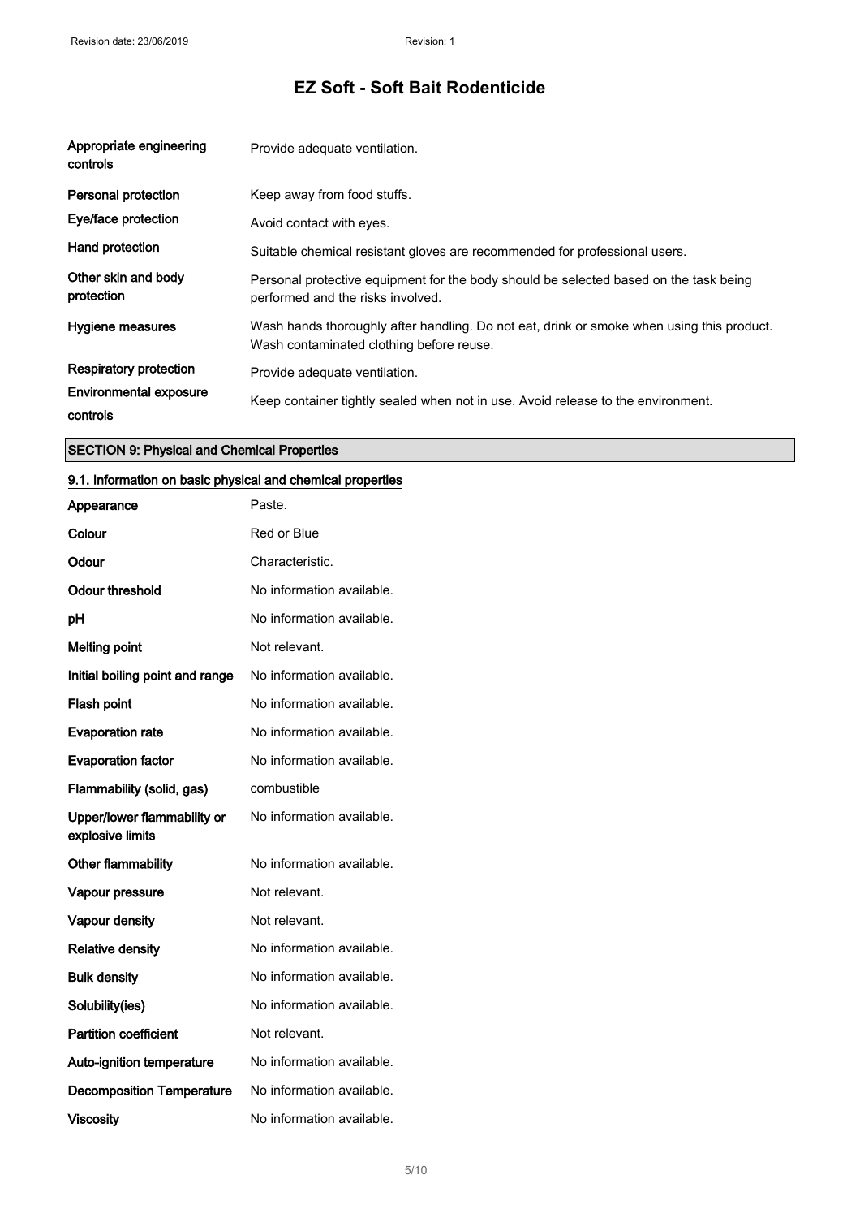| | |
|---|---|
| **Appropriate engineering controls** | Provide adequate ventilation. |
| **Personal protection** | Keep away from food stuffs. |
| **Eye/face protection** | Avoid contact with eyes. |
| **Hand protection** | Suitable chemical resistant gloves are recommended for professional users. |
| **Other skin and body protection** | Personal protective equipment for the body should be selected based on the task being performed and the risks involved. |
| **Hygiene measures** | Wash hands thoroughly after handling. Do not eat, drink or smoke when using this product. Wash contaminated clothing before reuse. |
| **Respiratory protection** | Provide adequate ventilation. |
| **Environmental exposure controls** | Keep container tightly sealed when not in use. Avoid release to the environment. |

## SECTION 9: Physical and Chemical Properties

### 9.1. Information on basic physical and chemical properties

| | |
|---|---|
| **Appearance** | Paste. |
| **Colour** | Red or Blue |
| **Odour** | Characteristic. |
| **Odour threshold** | No information available. |
| **pH** | No information available. |
| **Melting point** | Not relevant. |
| **Initial boiling point and range** | No information available. |
| **Flash point** | No information available. |
| **Evaporation rate** | No information available. |
| **Evaporation factor** | No information available. |
| **Flammability (solid, gas)** | combustible |
| **Upper/lower flammability or explosive limits** | No information available. |
| **Other flammability** | No information available. |
| **Vapour pressure** | Not relevant. |
| **Vapour density** | Not relevant. |
| **Relative density** | No information available. |
| **Bulk density** | No information available. |
| **Solubility(ies)** | No information available. |
| **Partition coefficient** | Not relevant. |
| **Auto-ignition temperature** | No information available. |
| **Decomposition Temperature** | No information available. |
| **Viscosity** | No information available. |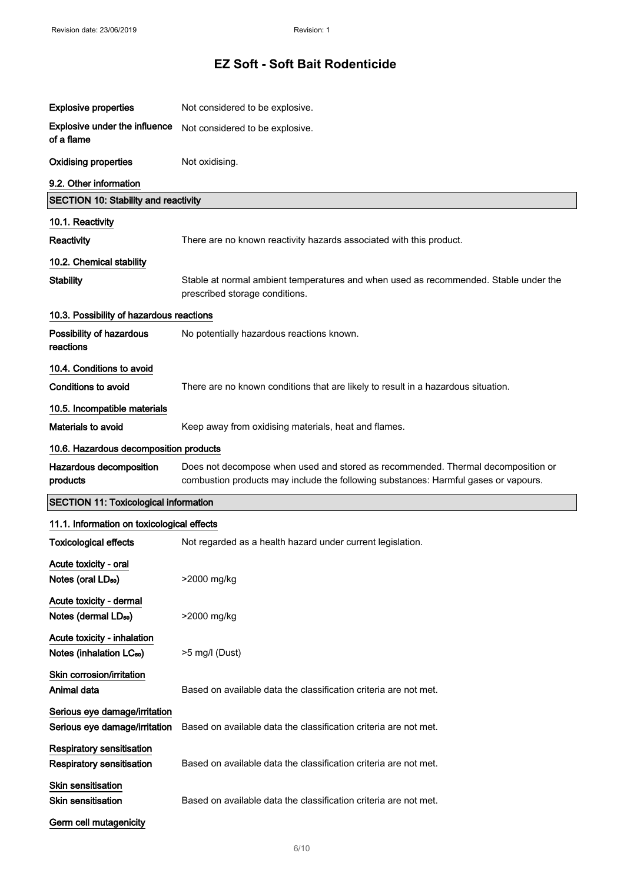| | |
|---|---|
| **Explosive properties** | Not considered to be explosive. |
| **Explosive under the influence of a flame** | Not considered to be explosive. |
| **Oxidising properties** | Not oxidising. |

**9.2. Other information**

## SECTION 10: Stability and reactivity

**10.1. Reactivity**

| | |
|---|---|
| **Reactivity** | There are no known reactivity hazards associated with this product. |

**10.2. Chemical stability**

| | |
|---|---|
| **Stability** | Stable at normal ambient temperatures and when used as recommended. Stable under the prescribed storage conditions. |

**10.3. Possibility of hazardous reactions**

| | |
|---|---|
| **Possibility of hazardous reactions** | No potentially hazardous reactions known. |

**10.4. Conditions to avoid**

| | |
|---|---|
| **Conditions to avoid** | There are no known conditions that are likely to result in a hazardous situation. |

**10.5. Incompatible materials**

| | |
|---|---|
| **Materials to avoid** | Keep away from oxidising materials, heat and flames. |

**10.6. Hazardous decomposition products**

| | |
|---|---|
| **Hazardous decomposition products** | Does not decompose when used and stored as recommended. Thermal decomposition or combustion products may include the following substances: Harmful gases or vapours. |

## SECTION 11: Toxicological information

**11.1. Information on toxicological effects**

| | |
|---|---|
| **Toxicological effects** | Not regarded as a health hazard under current legislation. |

**Acute toxicity - oral**

| | |
|---|---|
| **Notes (oral $LD_{50}$)** | >2000 mg/kg |

**Acute toxicity - dermal**

| | |
|---|---|
| **Notes (dermal $LD_{50}$)** | >2000 mg/kg |

**Acute toxicity - inhalation**

| | |
|---|---|
| **Notes (inhalation $LC_{50}$)** | >5 mg/l (Dust) |

**Skin corrosion/irritation**

| | |
|---|---|
| **Animal data** | Based on available data the classification criteria are not met. |

**Serious eye damage/irritation**

| | |
|---|---|
| **Serious eye damage/irritation** | Based on available data the classification criteria are not met. |

**Respiratory sensitisation**

| | |
|---|---|
| **Respiratory sensitisation** | Based on available data the classification criteria are not met. |

**Skin sensitisation**

| | |
|---|---|
| **Skin sensitisation** | Based on available data the classification criteria are not met. |

**Germ cell mutagenicity**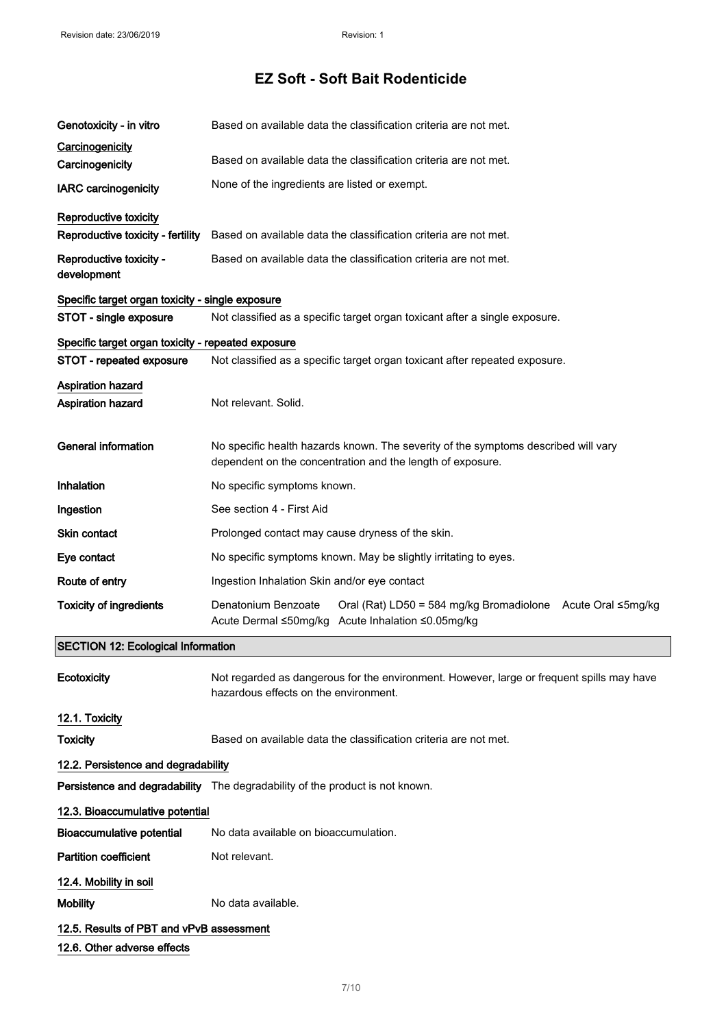# EZ Soft - Soft Bait Rodenticide

| | |
|---|---|
| **Genotoxicity - in vitro** | Based on available data the classification criteria are not met. |

**Carcinogenicity**

| | |
|---|---|
| **Carcinogenicity** | Based on available data the classification criteria are not met. |
| **IARC carcinogenicity** | None of the ingredients are listed or exempt. |

**Reproductive toxicity**

| | |
|---|---|
| **Reproductive toxicity - fertility** | Based on available data the classification criteria are not met. |
| **Reproductive toxicity - development** | Based on available data the classification criteria are not met. |

**Specific target organ toxicity - single exposure**

| | |
|---|---|
| **STOT - single exposure** | Not classified as a specific target organ toxicant after a single exposure. |

**Specific target organ toxicity - repeated exposure**

| | |
|---|---|
| **STOT - repeated exposure** | Not classified as a specific target organ toxicant after repeated exposure. |

**Aspiration hazard**

| | |
|---|---|
| **Aspiration hazard** | Not relevant. Solid. |

| | |
|---|---|
| **General information** | No specific health hazards known. The severity of the symptoms described will vary dependent on the concentration and the length of exposure. |
| **Inhalation** | No specific symptoms known. |
| **Ingestion** | See section 4 - First Aid |
| **Skin contact** | Prolonged contact may cause dryness of the skin. |
| **Eye contact** | No specific symptoms known. May be slightly irritating to eyes. |
| **Route of entry** | Ingestion Inhalation Skin and/or eye contact |
| **Toxicity of ingredients** | Denatonium Benzoate Oral (Rat) LD50 = 584 mg/kg Bromadiolone Acute Oral ≤5mg/kg Acute Dermal ≤50mg/kg Acute Inhalation ≤0.05mg/kg |

## SECTION 12: Ecological Information

| | |
|---|---|
| **Ecotoxicity** | Not regarded as dangerous for the environment. However, large or frequent spills may have hazardous effects on the environment. |

### 12.1. Toxicity

| | |
|---|---|
| **Toxicity** | Based on available data the classification criteria are not met. |

### 12.2. Persistence and degradability

| | |
|---|---|
| **Persistence and degradability** | The degradability of the product is not known. |

### 12.3. Bioaccumulative potential

| | |
|---|---|
| **Bioaccumulative potential** | No data available on bioaccumulation. |
| **Partition coefficient** | Not relevant. |

### 12.4. Mobility in soil

| | |
|---|---|
| **Mobility** | No data available. |

### 12.5. Results of PBT and vPvB assessment

### 12.6. Other adverse effects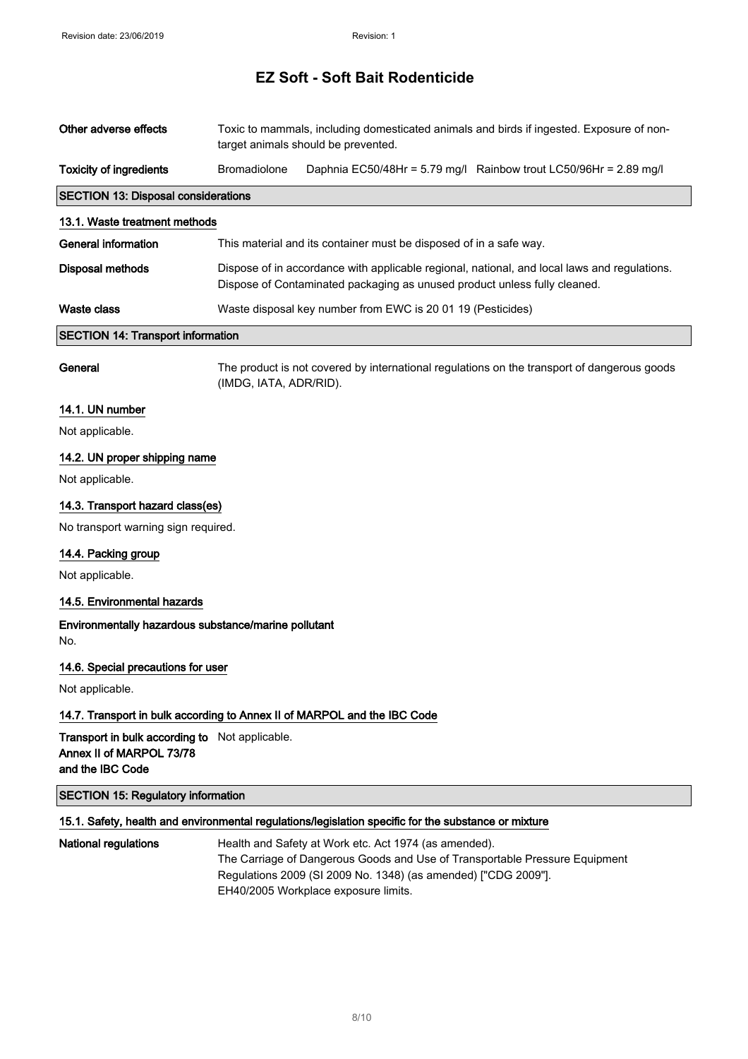# EZ Soft - Soft Bait Rodenticide

| | |
|---|---|
| **Other adverse effects** | Toxic to mammals, including domesticated animals and birds if ingested. Exposure of non-target animals should be prevented. |
| **Toxicity of ingredients** | Bromadiolone   Daphnia EC50/48Hr = 5.79 mg/l   Rainbow trout LC50/96Hr = 2.89 mg/l |

## SECTION 13: Disposal considerations

### 13.1. Waste treatment methods

| | |
|---|---|
| **General information** | This material and its container must be disposed of in a safe way. |
| **Disposal methods** | Dispose of in accordance with applicable regional, national, and local laws and regulations. Dispose of Contaminated packaging as unused product unless fully cleaned. |
| **Waste class** | Waste disposal key number from EWC is 20 01 19 (Pesticides) |

## SECTION 14: Transport information

**General** The product is not covered by international regulations on the transport of dangerous goods (IMDG, IATA, ADR/RID).

### 14.1. UN number

Not applicable.

### 14.2. UN proper shipping name

Not applicable.

### 14.3. Transport hazard class(es)

No transport warning sign required.

### 14.4. Packing group

Not applicable.

### 14.5. Environmental hazards

**Environmentally hazardous substance/marine pollutant**

No.

### 14.6. Special precautions for user

Not applicable.

### 14.7. Transport in bulk according to Annex II of MARPOL and the IBC Code

**Transport in bulk according to Annex II of MARPOL 73/78 and the IBC Code** Not applicable.

## SECTION 15: Regulatory information

### 15.1. Safety, health and environmental regulations/legislation specific for the substance or mixture

**National regulations**

Health and Safety at Work etc. Act 1974 (as amended).
The Carriage of Dangerous Goods and Use of Transportable Pressure Equipment Regulations 2009 (SI 2009 No. 1348) (as amended) ["CDG 2009"].
EH40/2005 Workplace exposure limits.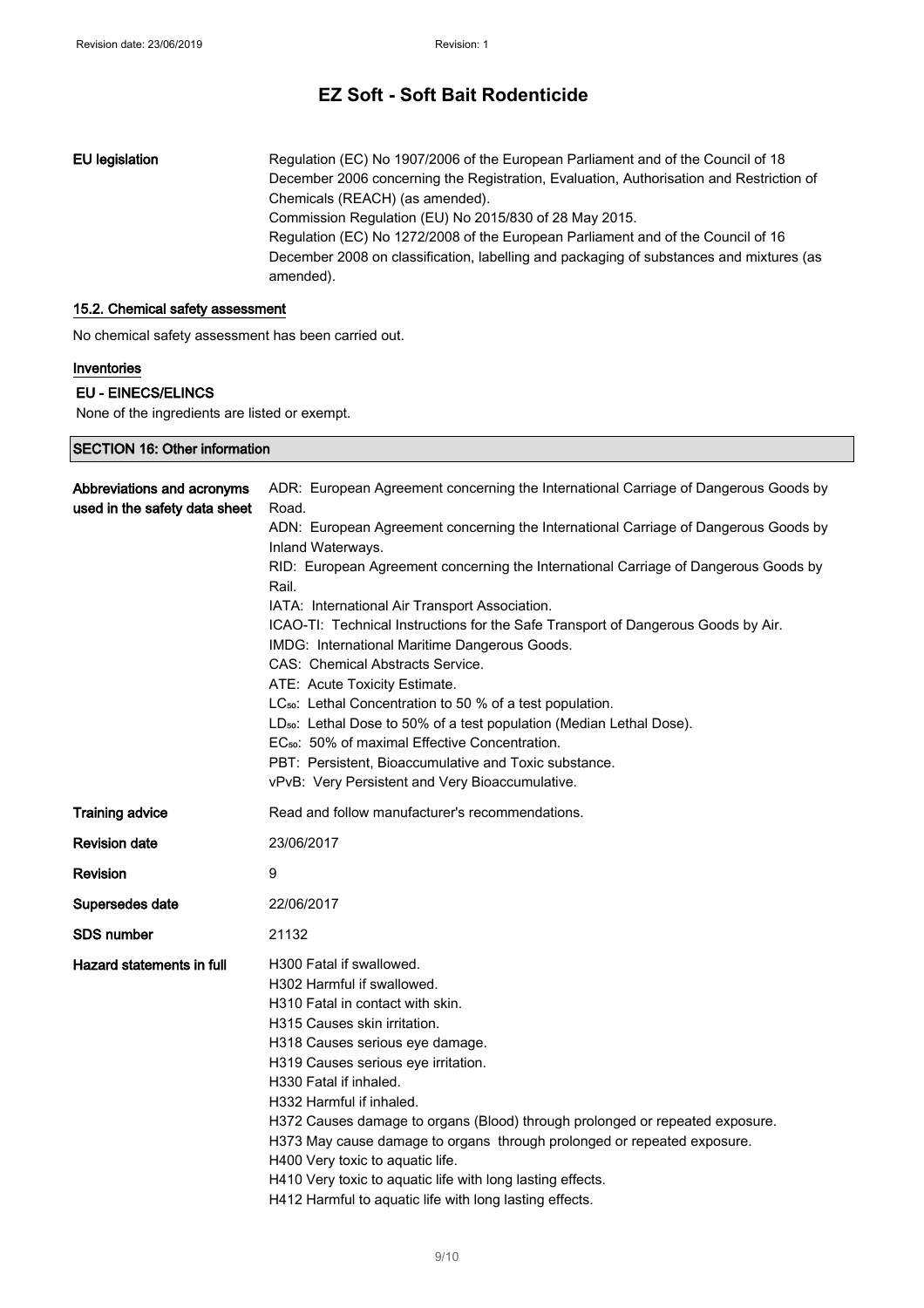| | |
|---|---|
| **EU legislation** | Regulation (EC) No 1907/2006 of the European Parliament and of the Council of 18 December 2006 concerning the Registration, Evaluation, Authorisation and Restriction of Chemicals (REACH) (as amended).<br>Commission Regulation (EU) No 2015/830 of 28 May 2015.<br>Regulation (EC) No 1272/2008 of the European Parliament and of the Council of 16 December 2008 on classification, labelling and packaging of substances and mixtures (as amended). |

### 15.2. Chemical safety assessment

No chemical safety assessment has been carried out.

#### Inventories

**EU - EINECS/ELINCS**

None of the ingredients are listed or exempt.

## SECTION 16: Other information

| | |
|---|---|
| **Abbreviations and acronyms used in the safety data sheet** | ADR: European Agreement concerning the International Carriage of Dangerous Goods by Road.<br>ADN: European Agreement concerning the International Carriage of Dangerous Goods by Inland Waterways.<br>RID: European Agreement concerning the International Carriage of Dangerous Goods by Rail.<br>IATA: International Air Transport Association.<br>ICAO-TI: Technical Instructions for the Safe Transport of Dangerous Goods by Air.<br>IMDG: International Maritime Dangerous Goods.<br>CAS: Chemical Abstracts Service.<br>ATE: Acute Toxicity Estimate.<br>$LC_{50}$: Lethal Concentration to 50 % of a test population.<br>$LD_{50}$: Lethal Dose to 50% of a test population (Median Lethal Dose).<br>$EC_{50}$: 50% of maximal Effective Concentration.<br>PBT: Persistent, Bioaccumulative and Toxic substance.<br>vPvB: Very Persistent and Very Bioaccumulative. |
| **Training advice** | Read and follow manufacturer's recommendations. |
| **Revision date** | 23/06/2017 |
| **Revision** | 9 |
| **Supersedes date** | 22/06/2017 |
| **SDS number** | 21132 |
| **Hazard statements in full** | H300 Fatal if swallowed.<br>H302 Harmful if swallowed.<br>H310 Fatal in contact with skin.<br>H315 Causes skin irritation.<br>H318 Causes serious eye damage.<br>H319 Causes serious eye irritation.<br>H330 Fatal if inhaled.<br>H332 Harmful if inhaled.<br>H372 Causes damage to organs (Blood) through prolonged or repeated exposure.<br>H373 May cause damage to organs through prolonged or repeated exposure.<br>H400 Very toxic to aquatic life.<br>H410 Very toxic to aquatic life with long lasting effects.<br>H412 Harmful to aquatic life with long lasting effects. |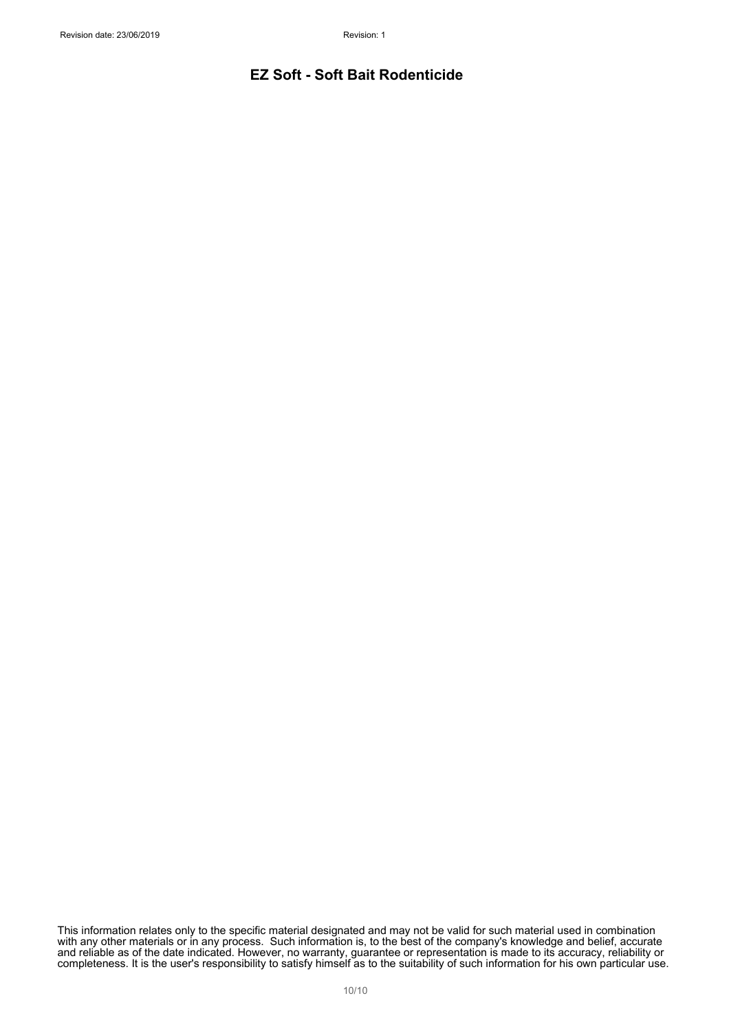This information relates only to the specific material designated and may not be valid for such material used in combination with any other materials or in any process. Such information is, to the best of the company's knowledge and belief, accurate and reliable as of the date indicated. However, no warranty, guarantee or representation is made to its accuracy, reliability or completeness. It is the user's responsibility to satisfy himself as to the suitability of such information for his own particular use.